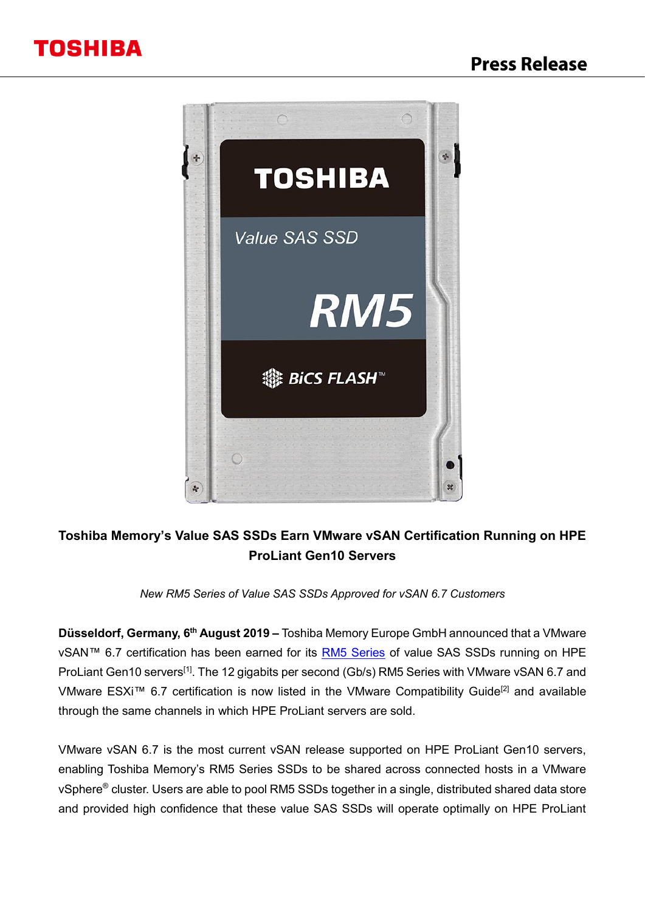TOSHIBA

Press Release

## Toshiba Memory's Value SAS SSDs Earn VMware vSAN Certification Running on HPE ProLiant Gen10 Servers

*New RM5 Series of Value SAS SSDs Approved for vSAN 6.7 Customers*

**Düsseldorf, Germany, 6th August 2019 –** Toshiba Memory Europe GmbH announced that a VMware vSAN™ 6.7 certification has been earned for its RM5 Series of value SAS SSDs running on HPE ProLiant Gen10 servers[1]. The 12 gigabits per second (Gb/s) RM5 Series with VMware vSAN 6.7 and VMware ESXi™ 6.7 certification is now listed in the VMware Compatibility Guide[2] and available through the same channels in which HPE ProLiant servers are sold.

VMware vSAN 6.7 is the most current vSAN release supported on HPE ProLiant Gen10 servers, enabling Toshiba Memory's RM5 Series SSDs to be shared across connected hosts in a VMware vSphere® cluster. Users are able to pool RM5 SSDs together in a single, distributed shared data store and provided high confidence that these value SAS SSDs will operate optimally on HPE ProLiant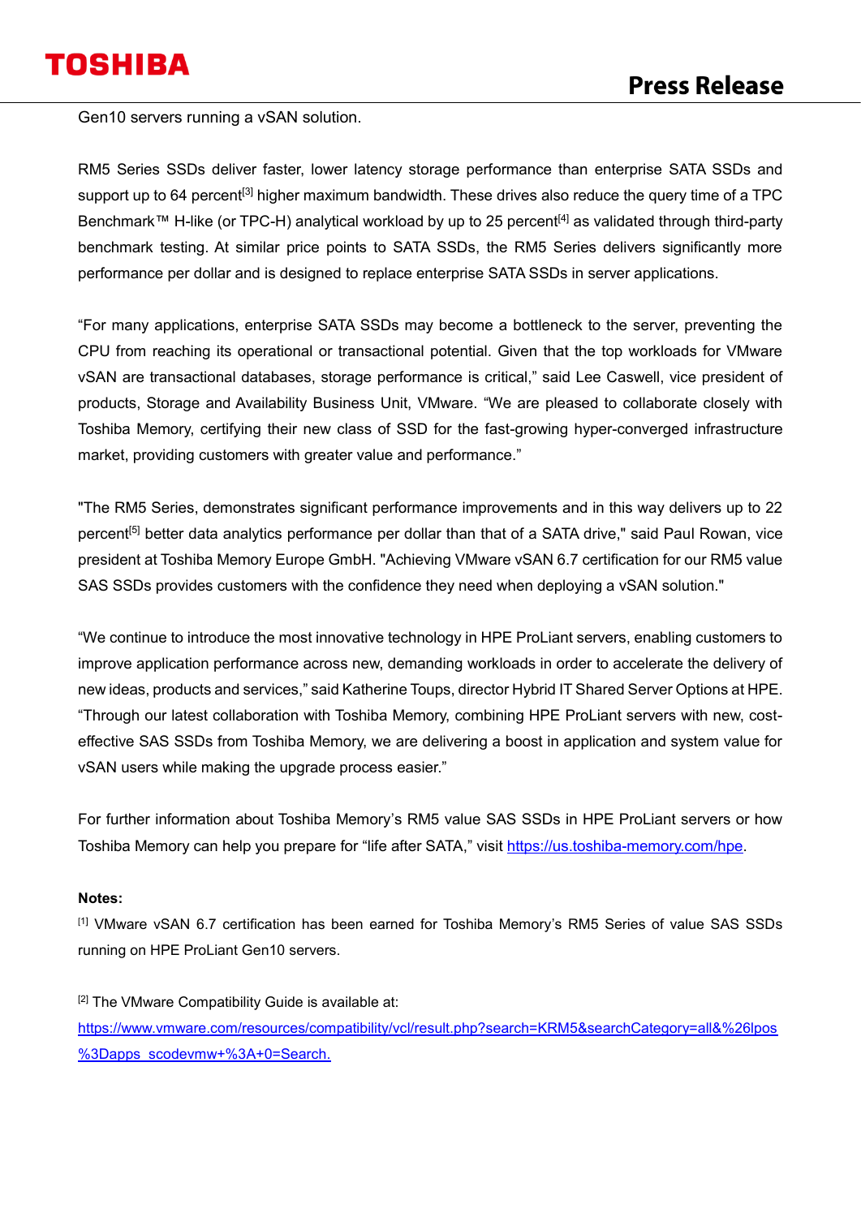Gen10 servers running a vSAN solution.

RM5 Series SSDs deliver faster, lower latency storage performance than enterprise SATA SSDs and support up to 64 percent[3] higher maximum bandwidth. These drives also reduce the query time of a TPC Benchmark™ H-like (or TPC-H) analytical workload by up to 25 percent[4] as validated through third-party benchmark testing. At similar price points to SATA SSDs, the RM5 Series delivers significantly more performance per dollar and is designed to replace enterprise SATA SSDs in server applications.

"For many applications, enterprise SATA SSDs may become a bottleneck to the server, preventing the CPU from reaching its operational or transactional potential. Given that the top workloads for VMware vSAN are transactional databases, storage performance is critical," said Lee Caswell, vice president of products, Storage and Availability Business Unit, VMware. "We are pleased to collaborate closely with Toshiba Memory, certifying their new class of SSD for the fast-growing hyper-converged infrastructure market, providing customers with greater value and performance."

"The RM5 Series, demonstrates significant performance improvements and in this way delivers up to 22 percent[5] better data analytics performance per dollar than that of a SATA drive," said Paul Rowan, vice president at Toshiba Memory Europe GmbH. "Achieving VMware vSAN 6.7 certification for our RM5 value SAS SSDs provides customers with the confidence they need when deploying a vSAN solution."

"We continue to introduce the most innovative technology in HPE ProLiant servers, enabling customers to improve application performance across new, demanding workloads in order to accelerate the delivery of new ideas, products and services," said Katherine Toups, director Hybrid IT Shared Server Options at HPE. "Through our latest collaboration with Toshiba Memory, combining HPE ProLiant servers with new, cost-effective SAS SSDs from Toshiba Memory, we are delivering a boost in application and system value for vSAN users while making the upgrade process easier."

For further information about Toshiba Memory's RM5 value SAS SSDs in HPE ProLiant servers or how Toshiba Memory can help you prepare for "life after SATA," visit https://us.toshiba-memory.com/hpe.

**Notes:**

[1] VMware vSAN 6.7 certification has been earned for Toshiba Memory's RM5 Series of value SAS SSDs running on HPE ProLiant Gen10 servers.

[2] The VMware Compatibility Guide is available at:
https://www.vmware.com/resources/compatibility/vcl/result.php?search=KRM5&searchCategory=all&%26lpos%3Dapps_scodevmw+%3A+0=Search.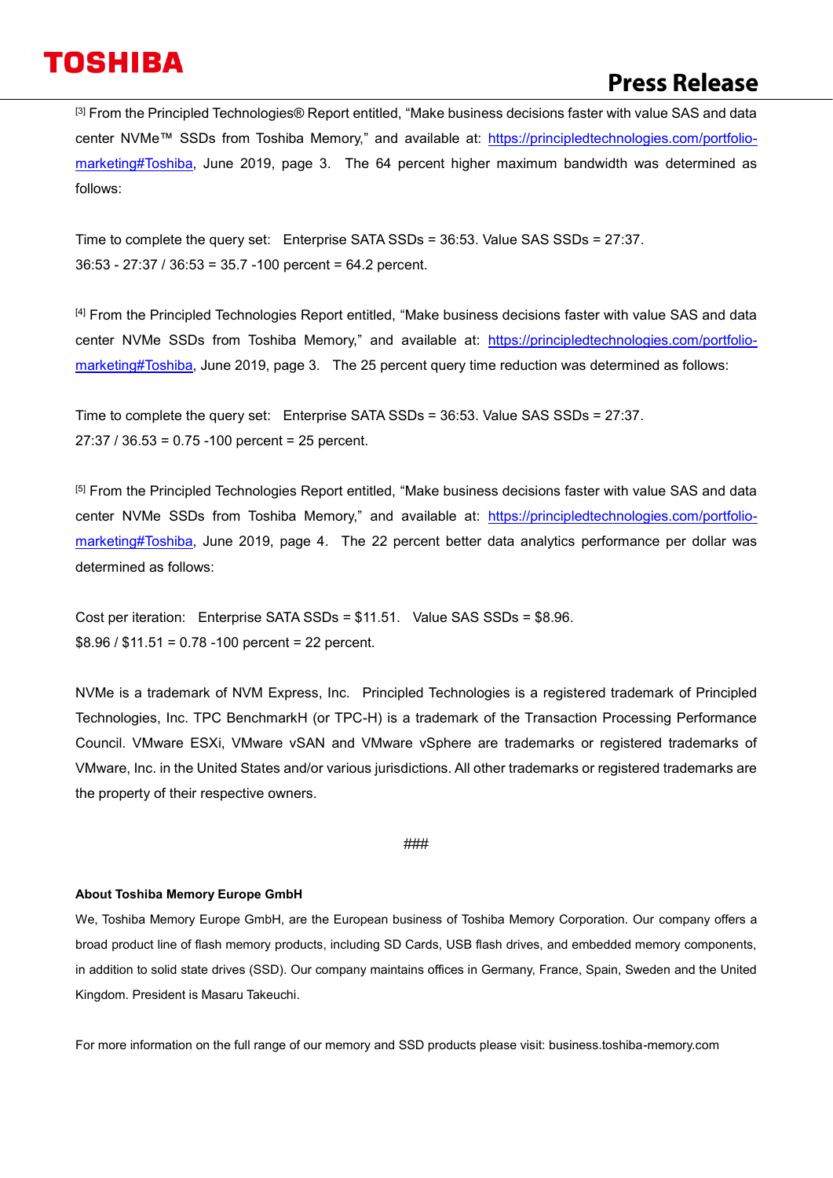[3] From the Principled Technologies® Report entitled, “Make business decisions faster with value SAS and data center NVMe™ SSDs from Toshiba Memory,” and available at: https://principledtechnologies.com/portfolio-marketing#Toshiba, June 2019, page 3. The 64 percent higher maximum bandwidth was determined as follows:

Time to complete the query set: Enterprise SATA SSDs = 36:53. Value SAS SSDs = 27:37.
36:53 - 27:37 / 36:53 = 35.7 -100 percent = 64.2 percent.

[4] From the Principled Technologies Report entitled, “Make business decisions faster with value SAS and data center NVMe SSDs from Toshiba Memory,” and available at: https://principledtechnologies.com/portfolio-marketing#Toshiba, June 2019, page 3. The 25 percent query time reduction was determined as follows:

Time to complete the query set: Enterprise SATA SSDs = 36:53. Value SAS SSDs = 27:37.
27:37 / 36.53 = 0.75 -100 percent = 25 percent.

[5] From the Principled Technologies Report entitled, “Make business decisions faster with value SAS and data center NVMe SSDs from Toshiba Memory,” and available at: https://principledtechnologies.com/portfolio-marketing#Toshiba, June 2019, page 4. The 22 percent better data analytics performance per dollar was determined as follows:

Cost per iteration: Enterprise SATA SSDs = $11.51. Value SAS SSDs = $8.96.
$8.96 / $11.51 = 0.78 -100 percent = 22 percent.

NVMe is a trademark of NVM Express, Inc. Principled Technologies is a registered trademark of Principled Technologies, Inc. TPC BenchmarkH (or TPC-H) is a trademark of the Transaction Processing Performance Council. VMware ESXi, VMware vSAN and VMware vSphere are trademarks or registered trademarks of VMware, Inc. in the United States and/or various jurisdictions. All other trademarks or registered trademarks are the property of their respective owners.

###

**About Toshiba Memory Europe GmbH**

We, Toshiba Memory Europe GmbH, are the European business of Toshiba Memory Corporation. Our company offers a broad product line of flash memory products, including SD Cards, USB flash drives, and embedded memory components, in addition to solid state drives (SSD). Our company maintains offices in Germany, France, Spain, Sweden and the United Kingdom. President is Masaru Takeuchi.

For more information on the full range of our memory and SSD products please visit: business.toshiba-memory.com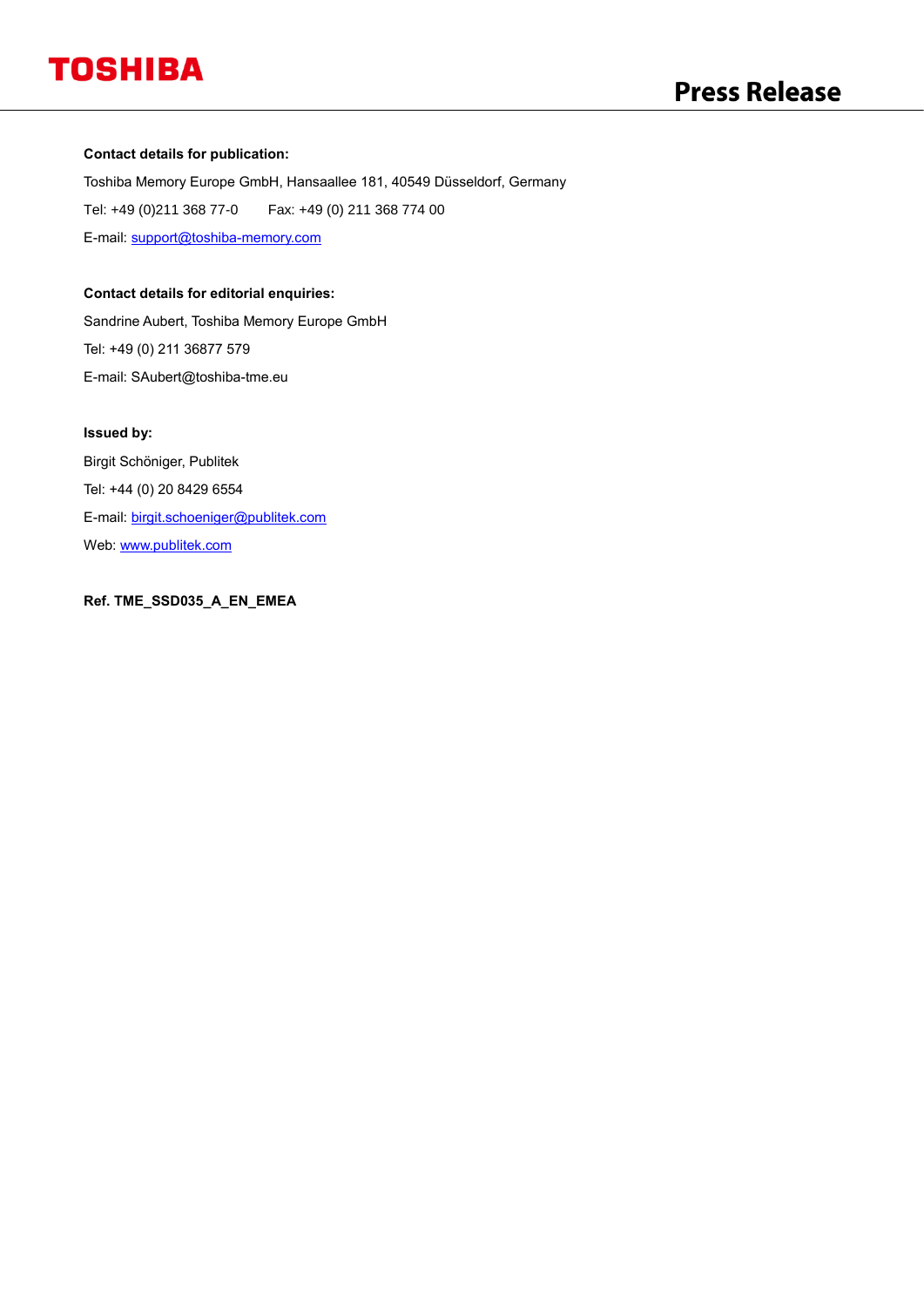**Contact details for publication:**

Toshiba Memory Europe GmbH, Hansaallee 181, 40549 Düsseldorf, Germany

Tel: +49 (0)211 368 77-0        Fax: +49 (0) 211 368 774 00

E-mail: support@toshiba-memory.com

**Contact details for editorial enquiries:**

Sandrine Aubert, Toshiba Memory Europe GmbH

Tel: +49 (0) 211 36877 579

E-mail: SAubert@toshiba-tme.eu

**Issued by:**

Birgit Schöniger, Publitek

Tel: +44 (0) 20 8429 6554

E-mail: birgit.schoeniger@publitek.com

Web: www.publitek.com

**Ref. TME_SSD035_A_EN_EMEA**